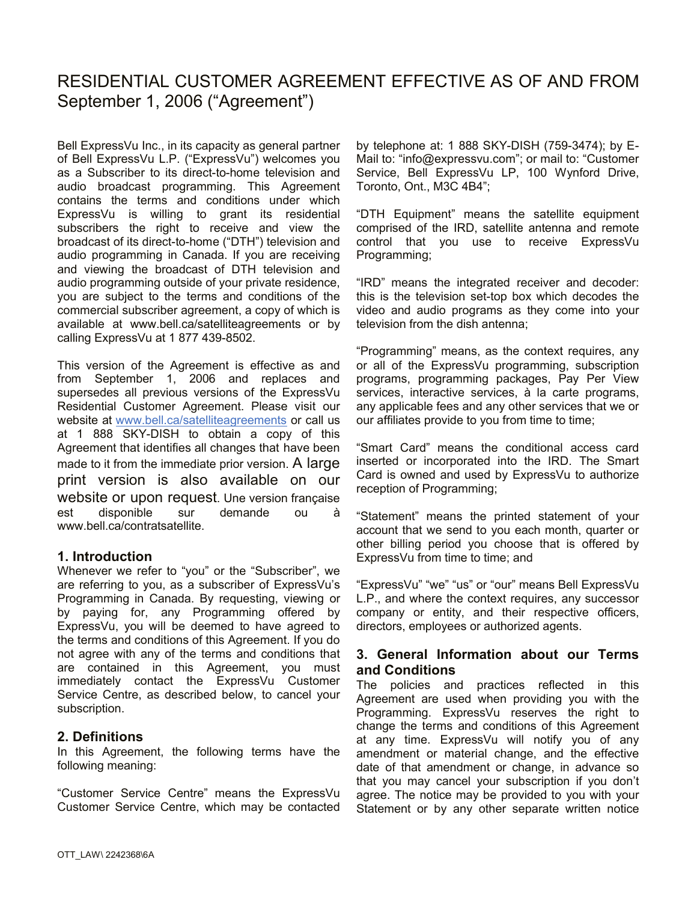# RESIDENTIAL CUSTOMER AGREEMENT EFFECTIVE AS OF AND FROM September 1, 2006 ("Agreement")

Bell ExpressVu Inc., in its capacity as general partner of Bell ExpressVu L.P. ("ExpressVu") welcomes you as a Subscriber to its direct-to-home television and audio broadcast programming. This Agreement contains the terms and conditions under which ExpressVu is willing to grant its residential subscribers the right to receive and view the broadcast of its direct-to-home ("DTH") television and audio programming in Canada. If you are receiving and viewing the broadcast of DTH television and audio programming outside of your private residence, you are subject to the terms and conditions of the commercial subscriber agreement, a copy of which is available at www.bell.ca/satelliteagreements or by calling ExpressVu at 1 877 439-8502.

This version of the Agreement is effective as and from September 1, 2006 and replaces and supersedes all previous versions of the ExpressVu Residential Customer Agreement. Please visit our website at www.bell.ca/satelliteagreements or call us at 1 888 SKY-DISH to obtain a copy of this Agreement that identifies all changes that have been made to it from the immediate prior version. A large print version is also available on our website or upon request. Une version française est disponible sur demande ou à www.bell.ca/contratsatellite.

## 1. Introduction

Whenever we refer to "you" or the "Subscriber", we are referring to you, as a subscriber of ExpressVu's Programming in Canada. By requesting, viewing or by paying for, any Programming offered by ExpressVu, you will be deemed to have agreed to the terms and conditions of this Agreement. If you do not agree with any of the terms and conditions that are contained in this Agreement, you must immediately contact the ExpressVu Customer Service Centre, as described below, to cancel your subscription.

## 2. Definitions

In this Agreement, the following terms have the following meaning:

"Customer Service Centre" means the ExpressVu Customer Service Centre, which may be contacted by telephone at: 1 888 SKY-DISH (759-3474); by E-Mail to: "info@expressvu.com"; or mail to: "Customer Service, Bell ExpressVu LP, 100 Wynford Drive, Toronto, Ont., M3C 4B4";

"DTH Equipment" means the satellite equipment comprised of the IRD, satellite antenna and remote control that you use to receive ExpressVu Programming;

"IRD" means the integrated receiver and decoder: this is the television set-top box which decodes the video and audio programs as they come into your television from the dish antenna;

"Programming" means, as the context requires, any or all of the ExpressVu programming, subscription programs, programming packages, Pay Per View services, interactive services, à la carte programs, any applicable fees and any other services that we or our affiliates provide to you from time to time;

"Smart Card" means the conditional access card inserted or incorporated into the IRD. The Smart Card is owned and used by ExpressVu to authorize reception of Programming;

"Statement" means the printed statement of your account that we send to you each month, quarter or other billing period you choose that is offered by ExpressVu from time to time; and

"ExpressVu" "we" "us" or "our" means Bell ExpressVu L.P., and where the context requires, any successor company or entity, and their respective officers, directors, employees or authorized agents.

## 3. General Information about our Terms and Conditions

The policies and practices reflected in this Agreement are used when providing you with the Programming. ExpressVu reserves the right to change the terms and conditions of this Agreement at any time. ExpressVu will notify you of any amendment or material change, and the effective date of that amendment or change, in advance so that you may cancel your subscription if you don't agree. The notice may be provided to you with your Statement or by any other separate written notice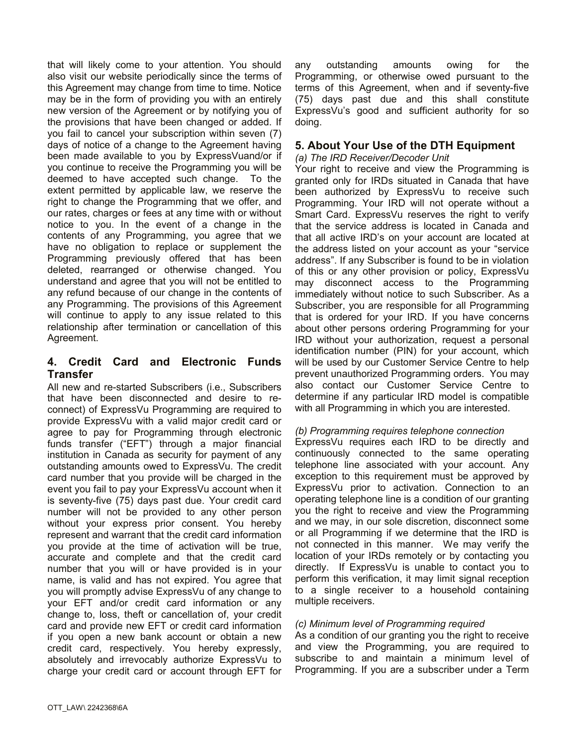that will likely come to your attention. You should also visit our website periodically since the terms of this Agreement may change from time to time. Notice may be in the form of providing you with an entirely new version of the Agreement or by notifying you of the provisions that have been changed or added. If you fail to cancel your subscription within seven (7) days of notice of a change to the Agreement having been made available to you by ExpressVuand/or if you continue to receive the Programming you will be deemed to have accepted such change. To the extent permitted by applicable law, we reserve the right to change the Programming that we offer, and our rates, charges or fees at any time with or without notice to you. In the event of a change in the contents of any Programming, you agree that we have no obligation to replace or supplement the Programming previously offered that has been deleted, rearranged or otherwise changed. You understand and agree that you will not be entitled to any refund because of our change in the contents of any Programming. The provisions of this Agreement will continue to apply to any issue related to this relationship after termination or cancellation of this Agreement.

## 4. Credit Card and Electronic Funds Transfer

All new and re-started Subscribers (i.e., Subscribers that have been disconnected and desire to re-connect) of ExpressVu Programming are required to provide ExpressVu with a valid major credit card or agree to pay for Programming through electronic funds transfer ("EFT") through a major financial institution in Canada as security for payment of any outstanding amounts owed to ExpressVu. The credit card number that you provide will be charged in the event you fail to pay your ExpressVu account when it is seventy-five (75) days past due. Your credit card number will not be provided to any other person without your express prior consent. You hereby represent and warrant that the credit card information you provide at the time of activation will be true, accurate and complete and that the credit card number that you will or have provided is in your name, is valid and has not expired. You agree that you will promptly advise ExpressVu of any change to your EFT and/or credit card information or any change to, loss, theft or cancellation of, your credit card and provide new EFT or credit card information if you open a new bank account or obtain a new credit card, respectively. You hereby expressly, absolutely and irrevocably authorize ExpressVu to charge your credit card or account through EFT for any outstanding amounts owing for the Programming, or otherwise owed pursuant to the terms of this Agreement, when and if seventy-five (75) days past due and this shall constitute ExpressVu's good and sufficient authority for so doing.

## 5. About Your Use of the DTH Equipment

*(a) The IRD Receiver/Decoder Unit*

Your right to receive and view the Programming is granted only for IRDs situated in Canada that have been authorized by ExpressVu to receive such Programming. Your IRD will not operate without a Smart Card. ExpressVu reserves the right to verify that the service address is located in Canada and that all active IRD's on your account are located at the address listed on your account as your "service address". If any Subscriber is found to be in violation of this or any other provision or policy, ExpressVu may disconnect access to the Programming immediately without notice to such Subscriber. As a Subscriber, you are responsible for all Programming that is ordered for your IRD. If you have concerns about other persons ordering Programming for your IRD without your authorization, request a personal identification number (PIN) for your account, which will be used by our Customer Service Centre to help prevent unauthorized Programming orders. You may also contact our Customer Service Centre to determine if any particular IRD model is compatible with all Programming in which you are interested.

*(b) Programming requires telephone connection*

ExpressVu requires each IRD to be directly and continuously connected to the same operating telephone line associated with your account. Any exception to this requirement must be approved by ExpressVu prior to activation. Connection to an operating telephone line is a condition of our granting you the right to receive and view the Programming and we may, in our sole discretion, disconnect some or all Programming if we determine that the IRD is not connected in this manner. We may verify the location of your IRDs remotely or by contacting you directly. If ExpressVu is unable to contact you to perform this verification, it may limit signal reception to a single receiver to a household containing multiple receivers.

*(c) Minimum level of Programming required*

As a condition of our granting you the right to receive and view the Programming, you are required to subscribe to and maintain a minimum level of Programming. If you are a subscriber under a Term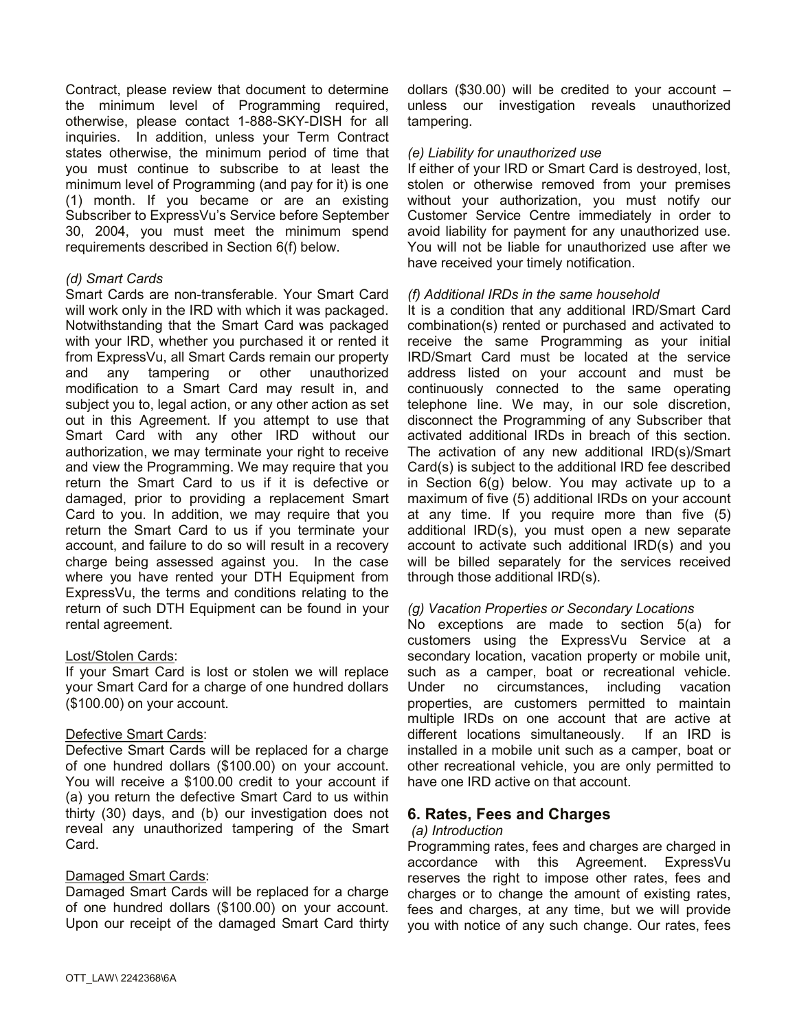Contract, please review that document to determine the minimum level of Programming required, otherwise, please contact 1-888-SKY-DISH for all inquiries. In addition, unless your Term Contract states otherwise, the minimum period of time that you must continue to subscribe to at least the minimum level of Programming (and pay for it) is one (1) month. If you became or are an existing Subscriber to ExpressVu's Service before September 30, 2004, you must meet the minimum spend requirements described in Section 6(f) below.

*(d) Smart Cards*

Smart Cards are non-transferable. Your Smart Card will work only in the IRD with which it was packaged. Notwithstanding that the Smart Card was packaged with your IRD, whether you purchased it or rented it from ExpressVu, all Smart Cards remain our property and any tampering or other unauthorized modification to a Smart Card may result in, and subject you to, legal action, or any other action as set out in this Agreement. If you attempt to use that Smart Card with any other IRD without our authorization, we may terminate your right to receive and view the Programming. We may require that you return the Smart Card to us if it is defective or damaged, prior to providing a replacement Smart Card to you. In addition, we may require that you return the Smart Card to us if you terminate your account, and failure to do so will result in a recovery charge being assessed against you. In the case where you have rented your DTH Equipment from ExpressVu, the terms and conditions relating to the return of such DTH Equipment can be found in your rental agreement.

Lost/Stolen Cards:

If your Smart Card is lost or stolen we will replace your Smart Card for a charge of one hundred dollars ($100.00) on your account.

Defective Smart Cards:

Defective Smart Cards will be replaced for a charge of one hundred dollars ($100.00) on your account. You will receive a $100.00 credit to your account if (a) you return the defective Smart Card to us within thirty (30) days, and (b) our investigation does not reveal any unauthorized tampering of the Smart Card.

Damaged Smart Cards:

Damaged Smart Cards will be replaced for a charge of one hundred dollars ($100.00) on your account. Upon our receipt of the damaged Smart Card thirty dollars ($30.00) will be credited to your account – unless our investigation reveals unauthorized tampering.

*(e) Liability for unauthorized use*

If either of your IRD or Smart Card is destroyed, lost, stolen or otherwise removed from your premises without your authorization, you must notify our Customer Service Centre immediately in order to avoid liability for payment for any unauthorized use. You will not be liable for unauthorized use after we have received your timely notification.

*(f) Additional IRDs in the same household*

It is a condition that any additional IRD/Smart Card combination(s) rented or purchased and activated to receive the same Programming as your initial IRD/Smart Card must be located at the service address listed on your account and must be continuously connected to the same operating telephone line. We may, in our sole discretion, disconnect the Programming of any Subscriber that activated additional IRDs in breach of this section. The activation of any new additional IRD(s)/Smart Card(s) is subject to the additional IRD fee described in Section 6(g) below. You may activate up to a maximum of five (5) additional IRDs on your account at any time. If you require more than five (5) additional IRD(s), you must open a new separate account to activate such additional IRD(s) and you will be billed separately for the services received through those additional IRD(s).

*(g) Vacation Properties or Secondary Locations*

No exceptions are made to section 5(a) for customers using the ExpressVu Service at a secondary location, vacation property or mobile unit, such as a camper, boat or recreational vehicle. Under no circumstances, including vacation properties, are customers permitted to maintain multiple IRDs on one account that are active at different locations simultaneously. If an IRD is installed in a mobile unit such as a camper, boat or other recreational vehicle, you are only permitted to have one IRD active on that account.

## 6. Rates, Fees and Charges

*(a) Introduction*

Programming rates, fees and charges are charged in accordance with this Agreement. ExpressVu reserves the right to impose other rates, fees and charges or to change the amount of existing rates, fees and charges, at any time, but we will provide you with notice of any such change. Our rates, fees

OTT_LAW\ 2242368\6A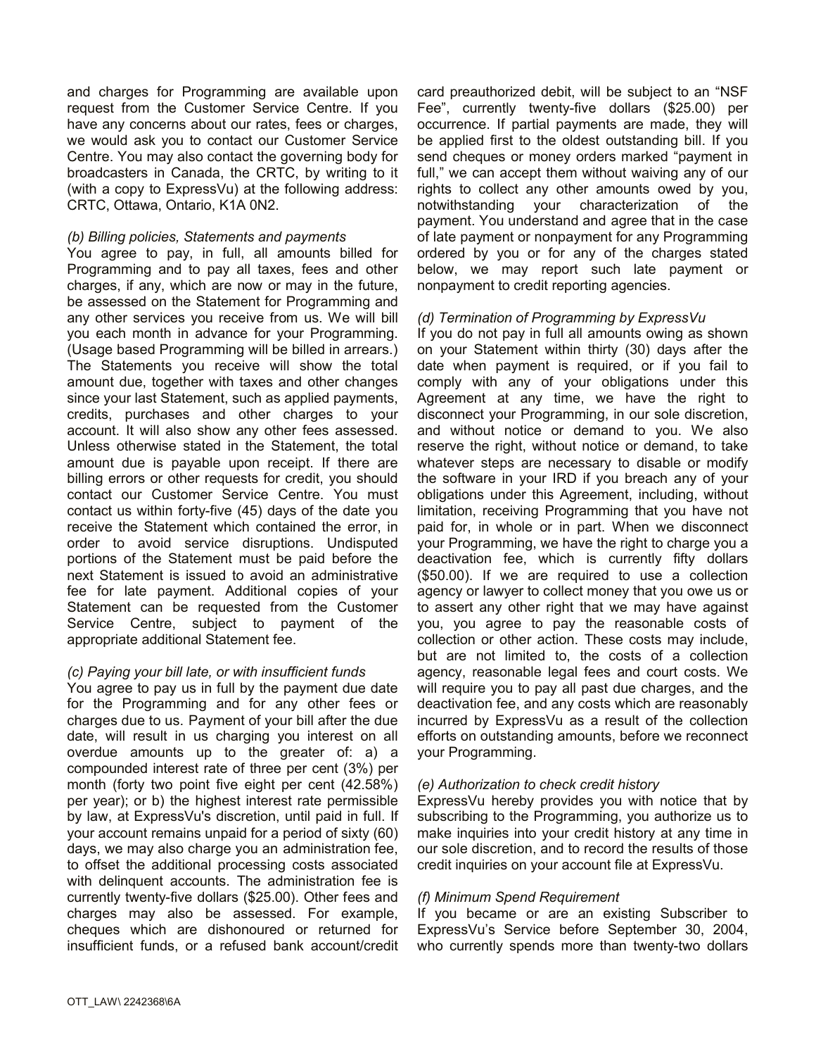and charges for Programming are available upon request from the Customer Service Centre. If you have any concerns about our rates, fees or charges, we would ask you to contact our Customer Service Centre. You may also contact the governing body for broadcasters in Canada, the CRTC, by writing to it (with a copy to ExpressVu) at the following address: CRTC, Ottawa, Ontario, K1A 0N2.

*(b) Billing policies, Statements and payments*

You agree to pay, in full, all amounts billed for Programming and to pay all taxes, fees and other charges, if any, which are now or may in the future, be assessed on the Statement for Programming and any other services you receive from us. We will bill you each month in advance for your Programming. (Usage based Programming will be billed in arrears.) The Statements you receive will show the total amount due, together with taxes and other changes since your last Statement, such as applied payments, credits, purchases and other charges to your account. It will also show any other fees assessed. Unless otherwise stated in the Statement, the total amount due is payable upon receipt. If there are billing errors or other requests for credit, you should contact our Customer Service Centre. You must contact us within forty-five (45) days of the date you receive the Statement which contained the error, in order to avoid service disruptions. Undisputed portions of the Statement must be paid before the next Statement is issued to avoid an administrative fee for late payment. Additional copies of your Statement can be requested from the Customer Service Centre, subject to payment of the appropriate additional Statement fee.

*(c) Paying your bill late, or with insufficient funds*

You agree to pay us in full by the payment due date for the Programming and for any other fees or charges due to us. Payment of your bill after the due date, will result in us charging you interest on all overdue amounts up to the greater of: a) a compounded interest rate of three per cent (3%) per month (forty two point five eight per cent (42.58%) per year); or b) the highest interest rate permissible by law, at ExpressVu's discretion, until paid in full. If your account remains unpaid for a period of sixty (60) days, we may also charge you an administration fee, to offset the additional processing costs associated with delinquent accounts. The administration fee is currently twenty-five dollars ($25.00). Other fees and charges may also be assessed. For example, cheques which are dishonoured or returned for insufficient funds, or a refused bank account/credit card preauthorized debit, will be subject to an "NSF Fee", currently twenty-five dollars ($25.00) per occurrence. If partial payments are made, they will be applied first to the oldest outstanding bill. If you send cheques or money orders marked "payment in full," we can accept them without waiving any of our rights to collect any other amounts owed by you, notwithstanding your characterization of the payment. You understand and agree that in the case of late payment or nonpayment for any Programming ordered by you or for any of the charges stated below, we may report such late payment or nonpayment to credit reporting agencies.

*(d) Termination of Programming by ExpressVu*

If you do not pay in full all amounts owing as shown on your Statement within thirty (30) days after the date when payment is required, or if you fail to comply with any of your obligations under this Agreement at any time, we have the right to disconnect your Programming, in our sole discretion, and without notice or demand to you. We also reserve the right, without notice or demand, to take whatever steps are necessary to disable or modify the software in your IRD if you breach any of your obligations under this Agreement, including, without limitation, receiving Programming that you have not paid for, in whole or in part. When we disconnect your Programming, we have the right to charge you a deactivation fee, which is currently fifty dollars ($50.00). If we are required to use a collection agency or lawyer to collect money that you owe us or to assert any other right that we may have against you, you agree to pay the reasonable costs of collection or other action. These costs may include, but are not limited to, the costs of a collection agency, reasonable legal fees and court costs. We will require you to pay all past due charges, and the deactivation fee, and any costs which are reasonably incurred by ExpressVu as a result of the collection efforts on outstanding amounts, before we reconnect your Programming.

*(e) Authorization to check credit history*

ExpressVu hereby provides you with notice that by subscribing to the Programming, you authorize us to make inquiries into your credit history at any time in our sole discretion, and to record the results of those credit inquiries on your account file at ExpressVu.

*(f) Minimum Spend Requirement*

If you became or are an existing Subscriber to ExpressVu's Service before September 30, 2004, who currently spends more than twenty-two dollars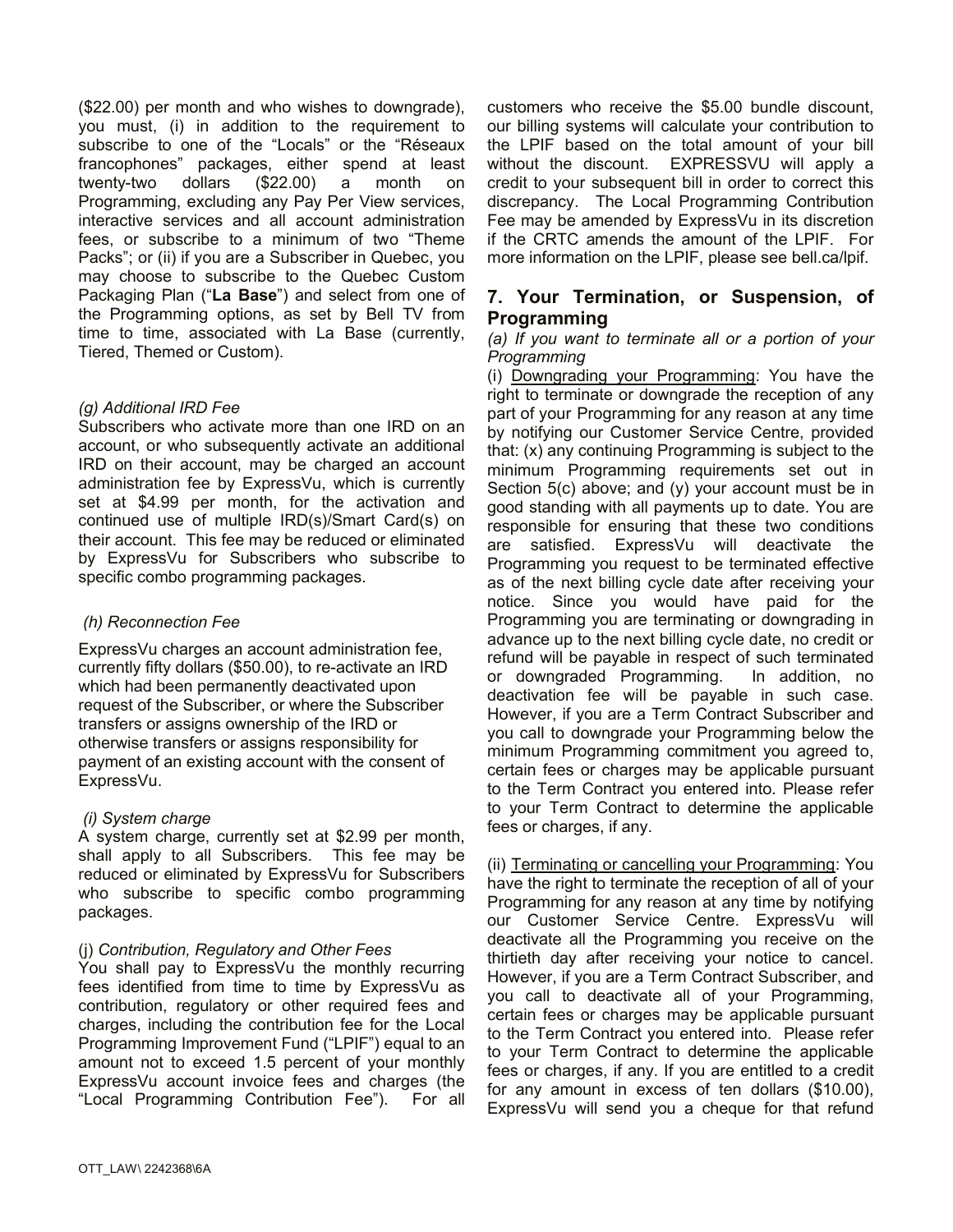($22.00) per month and who wishes to downgrade), you must, (i) in addition to the requirement to subscribe to one of the "Locals" or the "Réseaux francophones" packages, either spend at least twenty-two dollars ($22.00) a month on Programming, excluding any Pay Per View services, interactive services and all account administration fees, or subscribe to a minimum of two "Theme Packs"; or (ii) if you are a Subscriber in Quebec, you may choose to subscribe to the Quebec Custom Packaging Plan ("**La Base**") and select from one of the Programming options, as set by Bell TV from time to time, associated with La Base (currently, Tiered, Themed or Custom).

*(g) Additional IRD Fee*

Subscribers who activate more than one IRD on an account, or who subsequently activate an additional IRD on their account, may be charged an account administration fee by ExpressVu, which is currently set at $4.99 per month, for the activation and continued use of multiple IRD(s)/Smart Card(s) on their account. This fee may be reduced or eliminated by ExpressVu for Subscribers who subscribe to specific combo programming packages.

*(h) Reconnection Fee*

ExpressVu charges an account administration fee, currently fifty dollars ($50.00), to re-activate an IRD which had been permanently deactivated upon request of the Subscriber, or where the Subscriber transfers or assigns ownership of the IRD or otherwise transfers or assigns responsibility for payment of an existing account with the consent of ExpressVu.

*(i) System charge*

A system charge, currently set at $2.99 per month, shall apply to all Subscribers. This fee may be reduced or eliminated by ExpressVu for Subscribers who subscribe to specific combo programming packages.

(j) *Contribution, Regulatory and Other Fees*

You shall pay to ExpressVu the monthly recurring fees identified from time to time by ExpressVu as contribution, regulatory or other required fees and charges, including the contribution fee for the Local Programming Improvement Fund ("LPIF") equal to an amount not to exceed 1.5 percent of your monthly ExpressVu account invoice fees and charges (the "Local Programming Contribution Fee"). For all customers who receive the $5.00 bundle discount, our billing systems will calculate your contribution to the LPIF based on the total amount of your bill without the discount. EXPRESSVU will apply a credit to your subsequent bill in order to correct this discrepancy. The Local Programming Contribution Fee may be amended by ExpressVu in its discretion if the CRTC amends the amount of the LPIF. For more information on the LPIF, please see bell.ca/lpif.

## 7. Your Termination, or Suspension, of Programming

*(a) If you want to terminate all or a portion of your Programming*

(i) Downgrading your Programming: You have the right to terminate or downgrade the reception of any part of your Programming for any reason at any time by notifying our Customer Service Centre, provided that: (x) any continuing Programming is subject to the minimum Programming requirements set out in Section 5(c) above; and (y) your account must be in good standing with all payments up to date. You are responsible for ensuring that these two conditions are satisfied. ExpressVu will deactivate the Programming you request to be terminated effective as of the next billing cycle date after receiving your notice. Since you would have paid for the Programming you are terminating or downgrading in advance up to the next billing cycle date, no credit or refund will be payable in respect of such terminated or downgraded Programming. In addition, no deactivation fee will be payable in such case. However, if you are a Term Contract Subscriber and you call to downgrade your Programming below the minimum Programming commitment you agreed to, certain fees or charges may be applicable pursuant to the Term Contract you entered into. Please refer to your Term Contract to determine the applicable fees or charges, if any.

(ii) Terminating or cancelling your Programming: You have the right to terminate the reception of all of your Programming for any reason at any time by notifying our Customer Service Centre. ExpressVu will deactivate all the Programming you receive on the thirtieth day after receiving your notice to cancel. However, if you are a Term Contract Subscriber, and you call to deactivate all of your Programming, certain fees or charges may be applicable pursuant to the Term Contract you entered into. Please refer to your Term Contract to determine the applicable fees or charges, if any. If you are entitled to a credit for any amount in excess of ten dollars ($10.00), ExpressVu will send you a cheque for that refund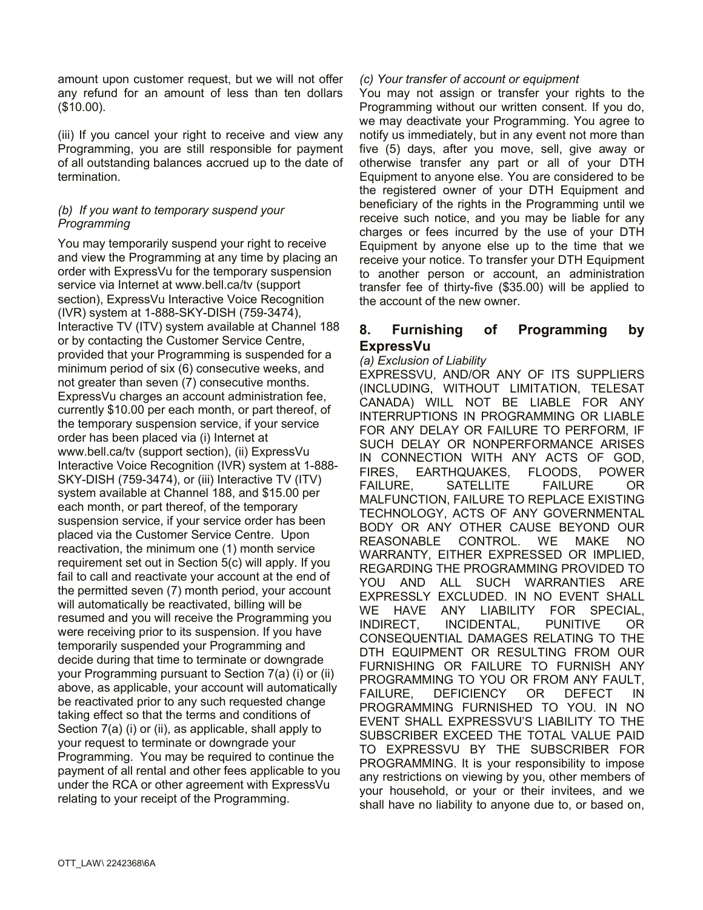amount upon customer request, but we will not offer any refund for an amount of less than ten dollars ($10.00).

(iii) If you cancel your right to receive and view any Programming, you are still responsible for payment of all outstanding balances accrued up to the date of termination.

*(b) If you want to temporary suspend your Programming*

You may temporarily suspend your right to receive and view the Programming at any time by placing an order with ExpressVu for the temporary suspension service via Internet at www.bell.ca/tv (support section), ExpressVu Interactive Voice Recognition (IVR) system at 1-888-SKY-DISH (759-3474), Interactive TV (ITV) system available at Channel 188 or by contacting the Customer Service Centre, provided that your Programming is suspended for a minimum period of six (6) consecutive weeks, and not greater than seven (7) consecutive months. ExpressVu charges an account administration fee, currently $10.00 per each month, or part thereof, of the temporary suspension service, if your service order has been placed via (i) Internet at www.bell.ca/tv (support section), (ii) ExpressVu Interactive Voice Recognition (IVR) system at 1-888-SKY-DISH (759-3474), or (iii) Interactive TV (ITV) system available at Channel 188, and $15.00 per each month, or part thereof, of the temporary suspension service, if your service order has been placed via the Customer Service Centre. Upon reactivation, the minimum one (1) month service requirement set out in Section 5(c) will apply. If you fail to call and reactivate your account at the end of the permitted seven (7) month period, your account will automatically be reactivated, billing will be resumed and you will receive the Programming you were receiving prior to its suspension. If you have temporarily suspended your Programming and decide during that time to terminate or downgrade your Programming pursuant to Section 7(a) (i) or (ii) above, as applicable, your account will automatically be reactivated prior to any such requested change taking effect so that the terms and conditions of Section 7(a) (i) or (ii), as applicable, shall apply to your request to terminate or downgrade your Programming. You may be required to continue the payment of all rental and other fees applicable to you under the RCA or other agreement with ExpressVu relating to your receipt of the Programming.

*(c) Your transfer of account or equipment*

You may not assign or transfer your rights to the Programming without our written consent. If you do, we may deactivate your Programming. You agree to notify us immediately, but in any event not more than five (5) days, after you move, sell, give away or otherwise transfer any part or all of your DTH Equipment to anyone else. You are considered to be the registered owner of your DTH Equipment and beneficiary of the rights in the Programming until we receive such notice, and you may be liable for any charges or fees incurred by the use of your DTH Equipment by anyone else up to the time that we receive your notice. To transfer your DTH Equipment to another person or account, an administration transfer fee of thirty-five ($35.00) will be applied to the account of the new owner.

## 8. Furnishing of Programming by ExpressVu

*(a) Exclusion of Liability*

EXPRESSVU, AND/OR ANY OF ITS SUPPLIERS (INCLUDING, WITHOUT LIMITATION, TELESAT CANADA) WILL NOT BE LIABLE FOR ANY INTERRUPTIONS IN PROGRAMMING OR LIABLE FOR ANY DELAY OR FAILURE TO PERFORM, IF SUCH DELAY OR NONPERFORMANCE ARISES IN CONNECTION WITH ANY ACTS OF GOD, FIRES, EARTHQUAKES, FLOODS, POWER FAILURE, SATELLITE FAILURE OR MALFUNCTION, FAILURE TO REPLACE EXISTING TECHNOLOGY, ACTS OF ANY GOVERNMENTAL BODY OR ANY OTHER CAUSE BEYOND OUR REASONABLE CONTROL. WE MAKE NO WARRANTY, EITHER EXPRESSED OR IMPLIED, REGARDING THE PROGRAMMING PROVIDED TO YOU AND ALL SUCH WARRANTIES ARE EXPRESSLY EXCLUDED. IN NO EVENT SHALL WE HAVE ANY LIABILITY FOR SPECIAL, INDIRECT, INCIDENTAL, PUNITIVE OR CONSEQUENTIAL DAMAGES RELATING TO THE DTH EQUIPMENT OR RESULTING FROM OUR FURNISHING OR FAILURE TO FURNISH ANY PROGRAMMING TO YOU OR FROM ANY FAULT, FAILURE, DEFICIENCY OR DEFECT IN PROGRAMMING FURNISHED TO YOU. IN NO EVENT SHALL EXPRESSVU'S LIABILITY TO THE SUBSCRIBER EXCEED THE TOTAL VALUE PAID TO EXPRESSVU BY THE SUBSCRIBER FOR PROGRAMMING. It is your responsibility to impose any restrictions on viewing by you, other members of your household, or your or their invitees, and we shall have no liability to anyone due to, or based on,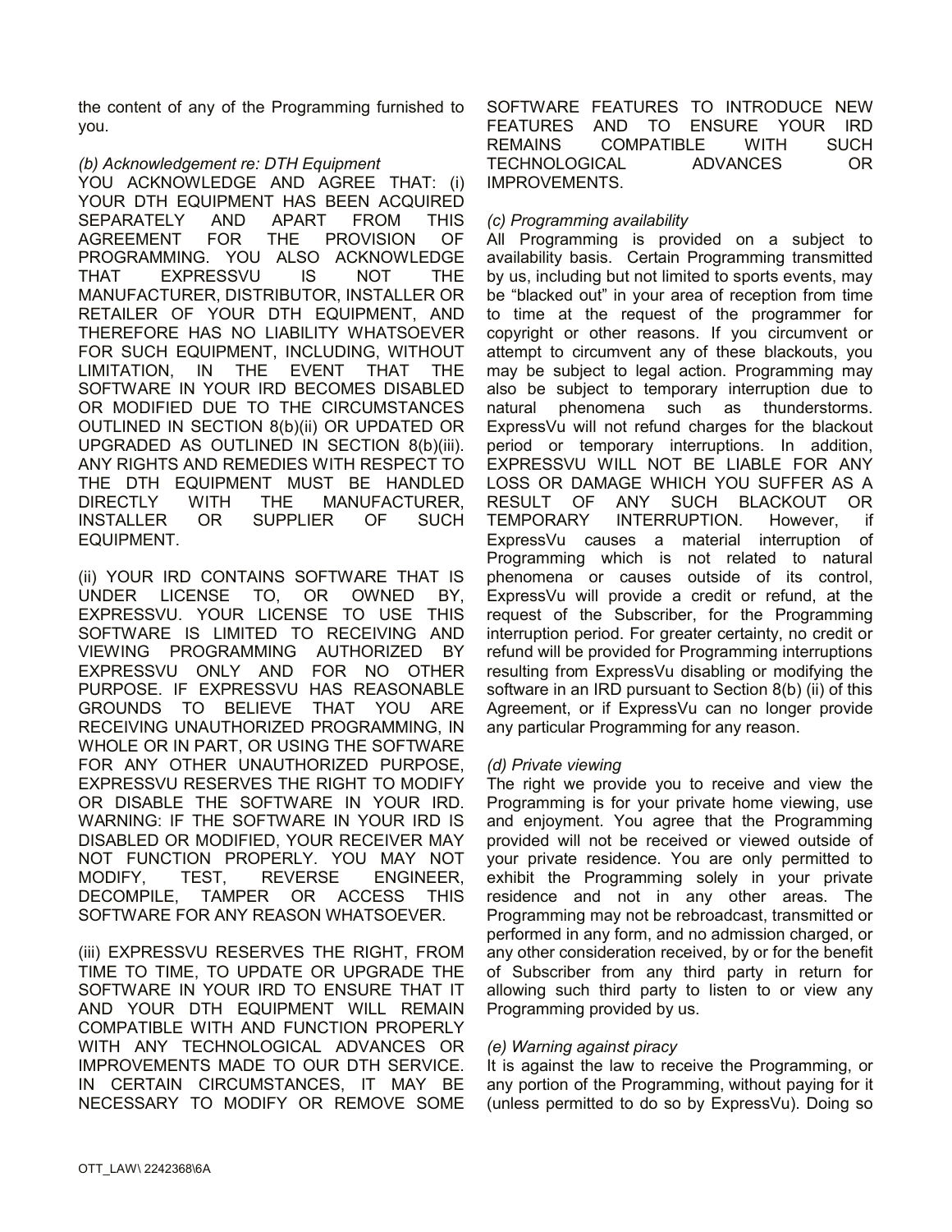the content of any of the Programming furnished to you.

*(b) Acknowledgement re: DTH Equipment*

YOU ACKNOWLEDGE AND AGREE THAT: (i) YOUR DTH EQUIPMENT HAS BEEN ACQUIRED SEPARATELY AND APART FROM THIS AGREEMENT FOR THE PROVISION OF PROGRAMMING. YOU ALSO ACKNOWLEDGE THAT EXPRESSVU IS NOT THE MANUFACTURER, DISTRIBUTOR, INSTALLER OR RETAILER OF YOUR DTH EQUIPMENT, AND THEREFORE HAS NO LIABILITY WHATSOEVER FOR SUCH EQUIPMENT, INCLUDING, WITHOUT LIMITATION, IN THE EVENT THAT THE SOFTWARE IN YOUR IRD BECOMES DISABLED OR MODIFIED DUE TO THE CIRCUMSTANCES OUTLINED IN SECTION 8(b)(ii) OR UPDATED OR UPGRADED AS OUTLINED IN SECTION 8(b)(iii). ANY RIGHTS AND REMEDIES WITH RESPECT TO THE DTH EQUIPMENT MUST BE HANDLED DIRECTLY WITH THE MANUFACTURER, INSTALLER OR SUPPLIER OF SUCH EQUIPMENT.

(ii) YOUR IRD CONTAINS SOFTWARE THAT IS UNDER LICENSE TO, OR OWNED BY, EXPRESSVU. YOUR LICENSE TO USE THIS SOFTWARE IS LIMITED TO RECEIVING AND VIEWING PROGRAMMING AUTHORIZED BY EXPRESSVU ONLY AND FOR NO OTHER PURPOSE. IF EXPRESSVU HAS REASONABLE GROUNDS TO BELIEVE THAT YOU ARE RECEIVING UNAUTHORIZED PROGRAMMING, IN WHOLE OR IN PART, OR USING THE SOFTWARE FOR ANY OTHER UNAUTHORIZED PURPOSE, EXPRESSVU RESERVES THE RIGHT TO MODIFY OR DISABLE THE SOFTWARE IN YOUR IRD. WARNING: IF THE SOFTWARE IN YOUR IRD IS DISABLED OR MODIFIED, YOUR RECEIVER MAY NOT FUNCTION PROPERLY. YOU MAY NOT MODIFY, TEST, REVERSE ENGINEER, DECOMPILE, TAMPER OR ACCESS THIS SOFTWARE FOR ANY REASON WHATSOEVER.

(iii) EXPRESSVU RESERVES THE RIGHT, FROM TIME TO TIME, TO UPDATE OR UPGRADE THE SOFTWARE IN YOUR IRD TO ENSURE THAT IT AND YOUR DTH EQUIPMENT WILL REMAIN COMPATIBLE WITH AND FUNCTION PROPERLY WITH ANY TECHNOLOGICAL ADVANCES OR IMPROVEMENTS MADE TO OUR DTH SERVICE. IN CERTAIN CIRCUMSTANCES, IT MAY BE NECESSARY TO MODIFY OR REMOVE SOME SOFTWARE FEATURES TO INTRODUCE NEW FEATURES AND TO ENSURE YOUR IRD REMAINS COMPATIBLE WITH SUCH TECHNOLOGICAL ADVANCES OR IMPROVEMENTS.

*(c) Programming availability*

All Programming is provided on a subject to availability basis. Certain Programming transmitted by us, including but not limited to sports events, may be "blacked out" in your area of reception from time to time at the request of the programmer for copyright or other reasons. If you circumvent or attempt to circumvent any of these blackouts, you may be subject to legal action. Programming may also be subject to temporary interruption due to natural phenomena such as thunderstorms. ExpressVu will not refund charges for the blackout period or temporary interruptions. In addition, EXPRESSVU WILL NOT BE LIABLE FOR ANY LOSS OR DAMAGE WHICH YOU SUFFER AS A RESULT OF ANY SUCH BLACKOUT OR TEMPORARY INTERRUPTION. However, if ExpressVu causes a material interruption of Programming which is not related to natural phenomena or causes outside of its control, ExpressVu will provide a credit or refund, at the request of the Subscriber, for the Programming interruption period. For greater certainty, no credit or refund will be provided for Programming interruptions resulting from ExpressVu disabling or modifying the software in an IRD pursuant to Section 8(b) (ii) of this Agreement, or if ExpressVu can no longer provide any particular Programming for any reason.

*(d) Private viewing*

The right we provide you to receive and view the Programming is for your private home viewing, use and enjoyment. You agree that the Programming provided will not be received or viewed outside of your private residence. You are only permitted to exhibit the Programming solely in your private residence and not in any other areas. The Programming may not be rebroadcast, transmitted or performed in any form, and no admission charged, or any other consideration received, by or for the benefit of Subscriber from any third party in return for allowing such third party to listen to or view any Programming provided by us.

*(e) Warning against piracy*

It is against the law to receive the Programming, or any portion of the Programming, without paying for it (unless permitted to do so by ExpressVu). Doing so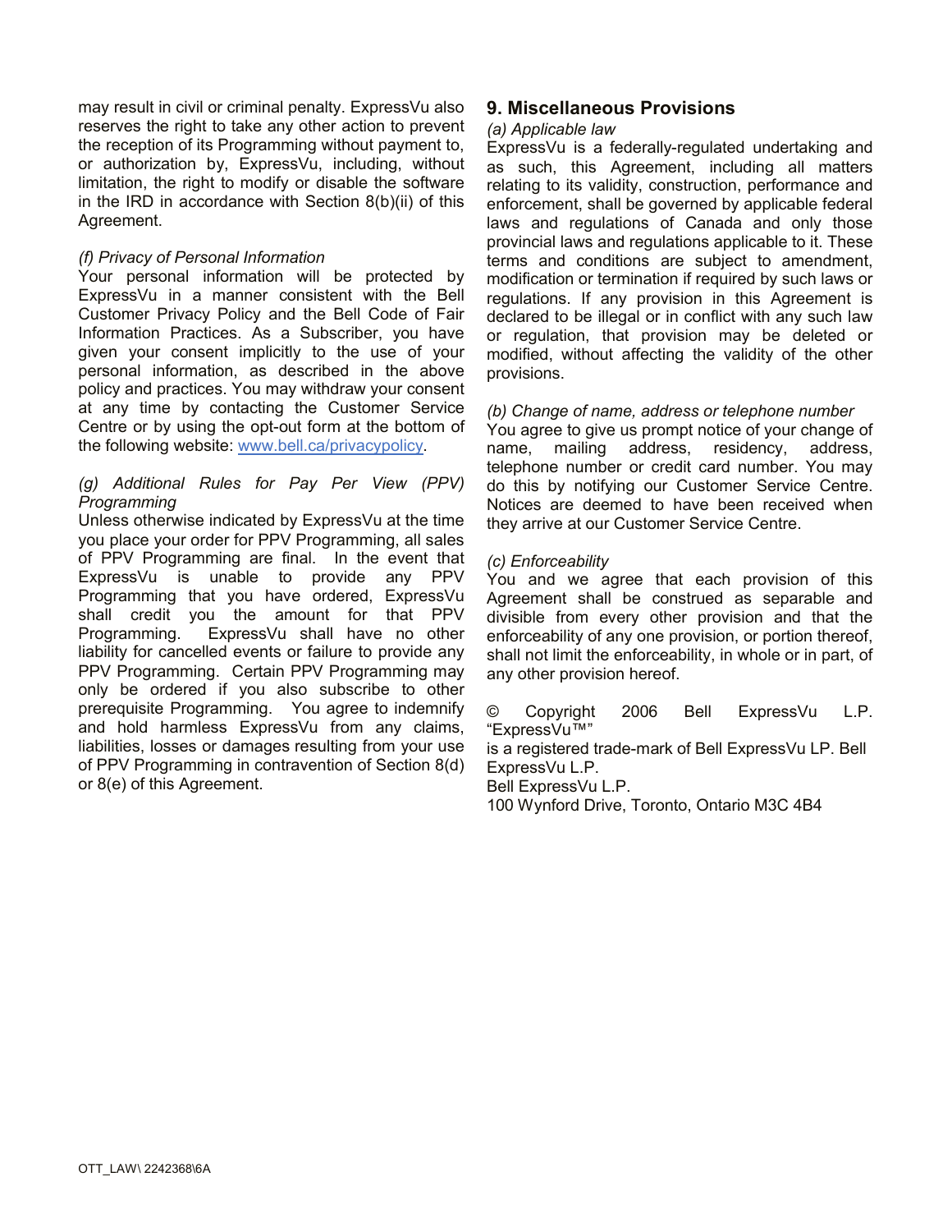may result in civil or criminal penalty. ExpressVu also reserves the right to take any other action to prevent the reception of its Programming without payment to, or authorization by, ExpressVu, including, without limitation, the right to modify or disable the software in the IRD in accordance with Section 8(b)(ii) of this Agreement.

*(f) Privacy of Personal Information*

Your personal information will be protected by ExpressVu in a manner consistent with the Bell Customer Privacy Policy and the Bell Code of Fair Information Practices. As a Subscriber, you have given your consent implicitly to the use of your personal information, as described in the above policy and practices. You may withdraw your consent at any time by contacting the Customer Service Centre or by using the opt-out form at the bottom of the following website: [www.bell.ca/privacypolicy](http://www.bell.ca/privacypolicy).

*(g) Additional Rules for Pay Per View (PPV) Programming*

Unless otherwise indicated by ExpressVu at the time you place your order for PPV Programming, all sales of PPV Programming are final. In the event that ExpressVu is unable to provide any PPV Programming that you have ordered, ExpressVu shall credit you the amount for that PPV Programming. ExpressVu shall have no other liability for cancelled events or failure to provide any PPV Programming. Certain PPV Programming may only be ordered if you also subscribe to other prerequisite Programming. You agree to indemnify and hold harmless ExpressVu from any claims, liabilities, losses or damages resulting from your use of PPV Programming in contravention of Section 8(d) or 8(e) of this Agreement.

## 9. Miscellaneous Provisions

*(a) Applicable law*

ExpressVu is a federally-regulated undertaking and as such, this Agreement, including all matters relating to its validity, construction, performance and enforcement, shall be governed by applicable federal laws and regulations of Canada and only those provincial laws and regulations applicable to it. These terms and conditions are subject to amendment, modification or termination if required by such laws or regulations. If any provision in this Agreement is declared to be illegal or in conflict with any such law or regulation, that provision may be deleted or modified, without affecting the validity of the other provisions.

*(b) Change of name, address or telephone number*

You agree to give us prompt notice of your change of name, mailing address, residency, address, telephone number or credit card number. You may do this by notifying our Customer Service Centre. Notices are deemed to have been received when they arrive at our Customer Service Centre.

*(c) Enforceability*

You and we agree that each provision of this Agreement shall be construed as separable and divisible from every other provision and that the enforceability of any one provision, or portion thereof, shall not limit the enforceability, in whole or in part, of any other provision hereof.

© Copyright 2006 Bell ExpressVu L.P. "ExpressVu™"
is a registered trade-mark of Bell ExpressVu LP. Bell ExpressVu L.P.
Bell ExpressVu L.P.
100 Wynford Drive, Toronto, Ontario M3C 4B4

OTT_LAW\ 2242368\6A